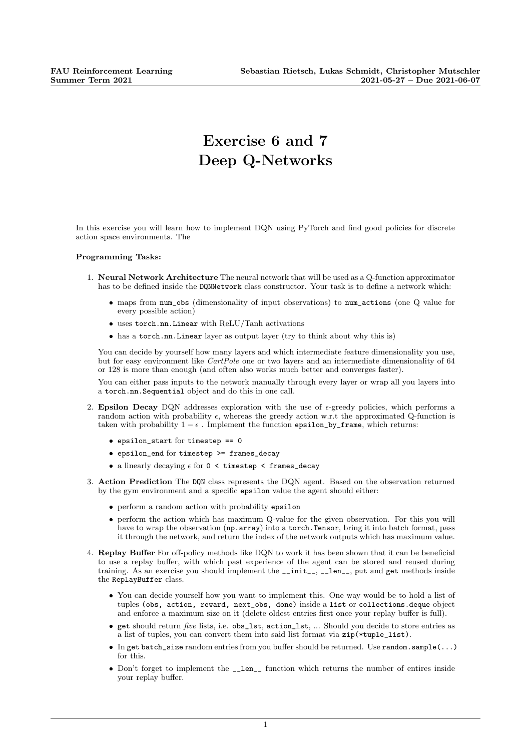# Exercise 6 and 7
# Deep Q-Networks

In this exercise you will learn how to implement DQN using PyTorch and find good policies for discrete action space environments. The

**Programming Tasks:**

1. **Neural Network Architecture** The neural network that will be used as a Q-function approximator has to be defined inside the `DQNNetwork` class constructor. Your task is to define a network which:
   - maps from `num_obs` (dimensionality of input observations) to `num_actions` (one Q value for every possible action)
   - uses `torch.nn.Linear` with ReLU/Tanh activations
   - has a `torch.nn.Linear` layer as output layer (try to think about why this is)

   You can decide by yourself how many layers and which intermediate feature dimensionality you use, but for easy environment like *CartPole* one or two layers and an intermediate dimensionality of 64 or 128 is more than enough (and often also works much better and converges faster).

   You can either pass inputs to the network manually through every layer or wrap all you layers into a `torch.nn.Sequential` object and do this in one call.

2. **Epsilon Decay** DQN addresses exploration with the use of $\epsilon$-greedy policies, which performs a random action with probability $\epsilon$, whereas the greedy action w.r.t the approximated Q-function is taken with probability $1 - \epsilon$ . Implement the function `epsilon_by_frame`, which returns:
   - `epsilon_start` for `timestep == 0`
   - `epsilon_end` for `timestep >= frames_decay`
   - a linearly decaying $\epsilon$ for `0 < timestep < frames_decay`

3. **Action Prediction** The `DQN` class represents the DQN agent. Based on the observation returned by the gym environment and a specific `epsilon` value the agent should either:
   - perform a random action with probability `epsilon`
   - perform the action which has maximum Q-value for the given observation. For this you will have to wrap the observation (`np.array`) into a `torch.Tensor`, bring it into batch format, pass it through the network, and return the index of the network outputs which has maximum value.

4. **Replay Buffer** For off-policy methods like DQN to work it has been shown that it can be beneficial to use a replay buffer, with which past experience of the agent can be stored and reused during training. As an exercise you should implement the `__init__`, `__len__`, `put` and `get` methods inside the `ReplayBuffer` class.
   - You can decide yourself how you want to implement this. One way would be to hold a list of tuples `(obs, action, reward, next_obs, done)` inside a `list` or `collections.deque` object and enforce a maximum size on it (delete oldest entries first once your replay buffer is full).
   - `get` should return *five* lists, i.e. `obs_lst`, `action_lst`, ... Should you decide to store entries as a list of tuples, you can convert them into said list format via `zip(*tuple_list)`.
   - In `get` `batch_size` random entries from you buffer should be returned. Use `random.sample(...)` for this.
   - Don't forget to implement the `__len__` function which returns the number of entires inside your replay buffer.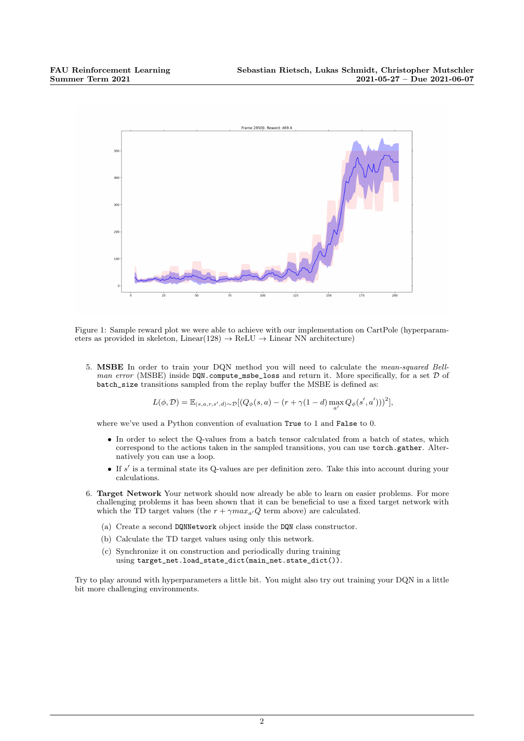Frame 28500. Reward: 469.4

0
100
200
300
400
500

0
25
50
75
100
125
150
175
200

Figure 1: Sample reward plot we were able to achieve with our implementation on CartPole (hyperparameters as provided in skeleton, Linear(128) → ReLU → Linear NN architecture)

5. **MSBE** In order to train your DQN method you will need to calculate the *mean-squared Bellman error* (MSBE) inside `DQN.compute_msbe_loss` and return it. More specifically, for a set $\mathcal{D}$ of `batch_size` transitions sampled from the replay buffer the MSBE is defined as:

$$L(\phi, \mathcal{D}) = \mathbb{E}_{(s,a,r,s',d)\sim\mathcal{D}}[(Q_\phi(s,a) - (r + \gamma(1-d)\max_{a'} Q_\phi(s',a')))^2],$$

   where we've used a Python convention of evaluation `True` to 1 and `False` to 0.

   - In order to select the Q-values from a batch tensor calculated from a batch of states, which correspond to the actions taken in the sampled transitions, you can use `torch.gather`. Alternatively you can use a loop.
   - If $s'$ is a terminal state its Q-values are per definition zero. Take this into account during your calculations.

6. **Target Network** Your network should now already be able to learn on easier problems. For more challenging problems it has been shown that it can be beneficial to use a fixed target network with which the TD target values (the $r + \gamma max_{a'} Q$ term above) are calculated.

   (a) Create a second `DQNNetwork` object inside the `DQN` class constructor.

   (b) Calculate the TD target values using only this network.

   (c) Synchronize it on construction and periodically during training using `target_net.load_state_dict(main_net.state_dict())`.

Try to play around with hyperparameters a little bit. You might also try out training your DQN in a little bit more challenging environments.